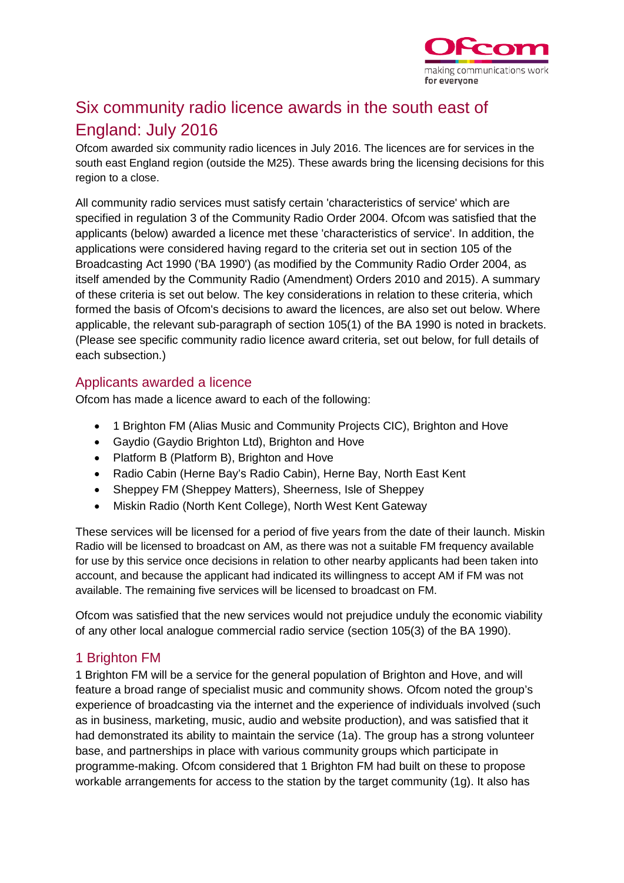# Six community radio licence awards in the south east of England: July 2016

Ofcom awarded six community radio licences in July 2016. The licences are for services in the south east England region (outside the M25). These awards bring the licensing decisions for this region to a close.

All community radio services must satisfy certain 'characteristics of service' which are specified in regulation 3 of the Community Radio Order 2004. Ofcom was satisfied that the applicants (below) awarded a licence met these 'characteristics of service'. In addition, the applications were considered having regard to the criteria set out in section 105 of the Broadcasting Act 1990 ('BA 1990') (as modified by the Community Radio Order 2004, as itself amended by the Community Radio (Amendment) Orders 2010 and 2015). A summary of these criteria is set out below. The key considerations in relation to these criteria, which formed the basis of Ofcom's decisions to award the licences, are also set out below. Where applicable, the relevant sub-paragraph of section 105(1) of the BA 1990 is noted in brackets. (Please see specific community radio licence award criteria, set out below, for full details of each subsection.)

## Applicants awarded a licence

Ofcom has made a licence award to each of the following:

- 1 Brighton FM (Alias Music and Community Projects CIC), Brighton and Hove
- Gaydio (Gaydio Brighton Ltd), Brighton and Hove
- Platform B (Platform B), Brighton and Hove
- Radio Cabin (Herne Bay's Radio Cabin), Herne Bay, North East Kent
- Sheppey FM (Sheppey Matters), Sheerness, Isle of Sheppey
- Miskin Radio (North Kent College), North West Kent Gateway

These services will be licensed for a period of five years from the date of their launch. Miskin Radio will be licensed to broadcast on AM, as there was not a suitable FM frequency available for use by this service once decisions in relation to other nearby applicants had been taken into account, and because the applicant had indicated its willingness to accept AM if FM was not available. The remaining five services will be licensed to broadcast on FM.

Ofcom was satisfied that the new services would not prejudice unduly the economic viability of any other local analogue commercial radio service (section 105(3) of the BA 1990).

## 1 Brighton FM

1 Brighton FM will be a service for the general population of Brighton and Hove, and will feature a broad range of specialist music and community shows. Ofcom noted the group's experience of broadcasting via the internet and the experience of individuals involved (such as in business, marketing, music, audio and website production), and was satisfied that it had demonstrated its ability to maintain the service (1a). The group has a strong volunteer base, and partnerships in place with various community groups which participate in programme-making. Ofcom considered that 1 Brighton FM had built on these to propose workable arrangements for access to the station by the target community (1g). It also has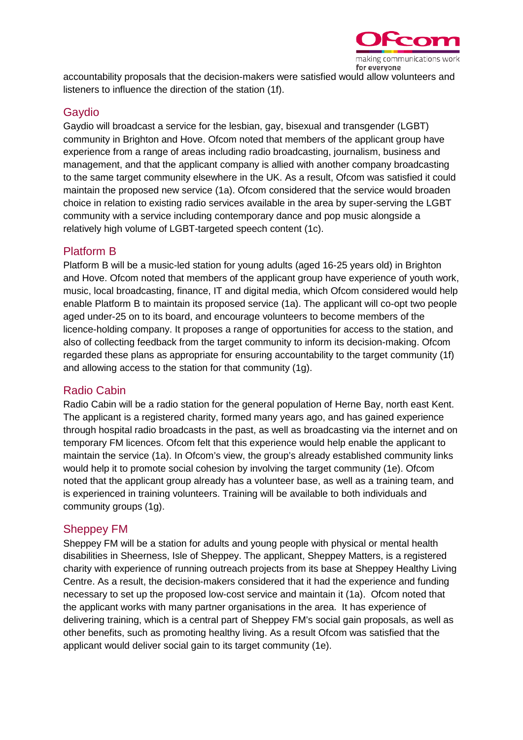accountability proposals that the decision-makers were satisfied would allow volunteers and listeners to influence the direction of the station (1f).

## Gaydio

Gaydio will broadcast a service for the lesbian, gay, bisexual and transgender (LGBT) community in Brighton and Hove. Ofcom noted that members of the applicant group have experience from a range of areas including radio broadcasting, journalism, business and management, and that the applicant company is allied with another company broadcasting to the same target community elsewhere in the UK. As a result, Ofcom was satisfied it could maintain the proposed new service (1a). Ofcom considered that the service would broaden choice in relation to existing radio services available in the area by super-serving the LGBT community with a service including contemporary dance and pop music alongside a relatively high volume of LGBT-targeted speech content (1c).

## Platform B

Platform B will be a music-led station for young adults (aged 16-25 years old) in Brighton and Hove. Ofcom noted that members of the applicant group have experience of youth work, music, local broadcasting, finance, IT and digital media, which Ofcom considered would help enable Platform B to maintain its proposed service (1a). The applicant will co-opt two people aged under-25 on to its board, and encourage volunteers to become members of the licence-holding company. It proposes a range of opportunities for access to the station, and also of collecting feedback from the target community to inform its decision-making. Ofcom regarded these plans as appropriate for ensuring accountability to the target community (1f) and allowing access to the station for that community (1g).

## Radio Cabin

Radio Cabin will be a radio station for the general population of Herne Bay, north east Kent. The applicant is a registered charity, formed many years ago, and has gained experience through hospital radio broadcasts in the past, as well as broadcasting via the internet and on temporary FM licences. Ofcom felt that this experience would help enable the applicant to maintain the service (1a). In Ofcom's view, the group's already established community links would help it to promote social cohesion by involving the target community (1e). Ofcom noted that the applicant group already has a volunteer base, as well as a training team, and is experienced in training volunteers. Training will be available to both individuals and community groups (1g).

## Sheppey FM

Sheppey FM will be a station for adults and young people with physical or mental health disabilities in Sheerness, Isle of Sheppey. The applicant, Sheppey Matters, is a registered charity with experience of running outreach projects from its base at Sheppey Healthy Living Centre. As a result, the decision-makers considered that it had the experience and funding necessary to set up the proposed low-cost service and maintain it (1a). Ofcom noted that the applicant works with many partner organisations in the area. It has experience of delivering training, which is a central part of Sheppey FM's social gain proposals, as well as other benefits, such as promoting healthy living. As a result Ofcom was satisfied that the applicant would deliver social gain to its target community (1e).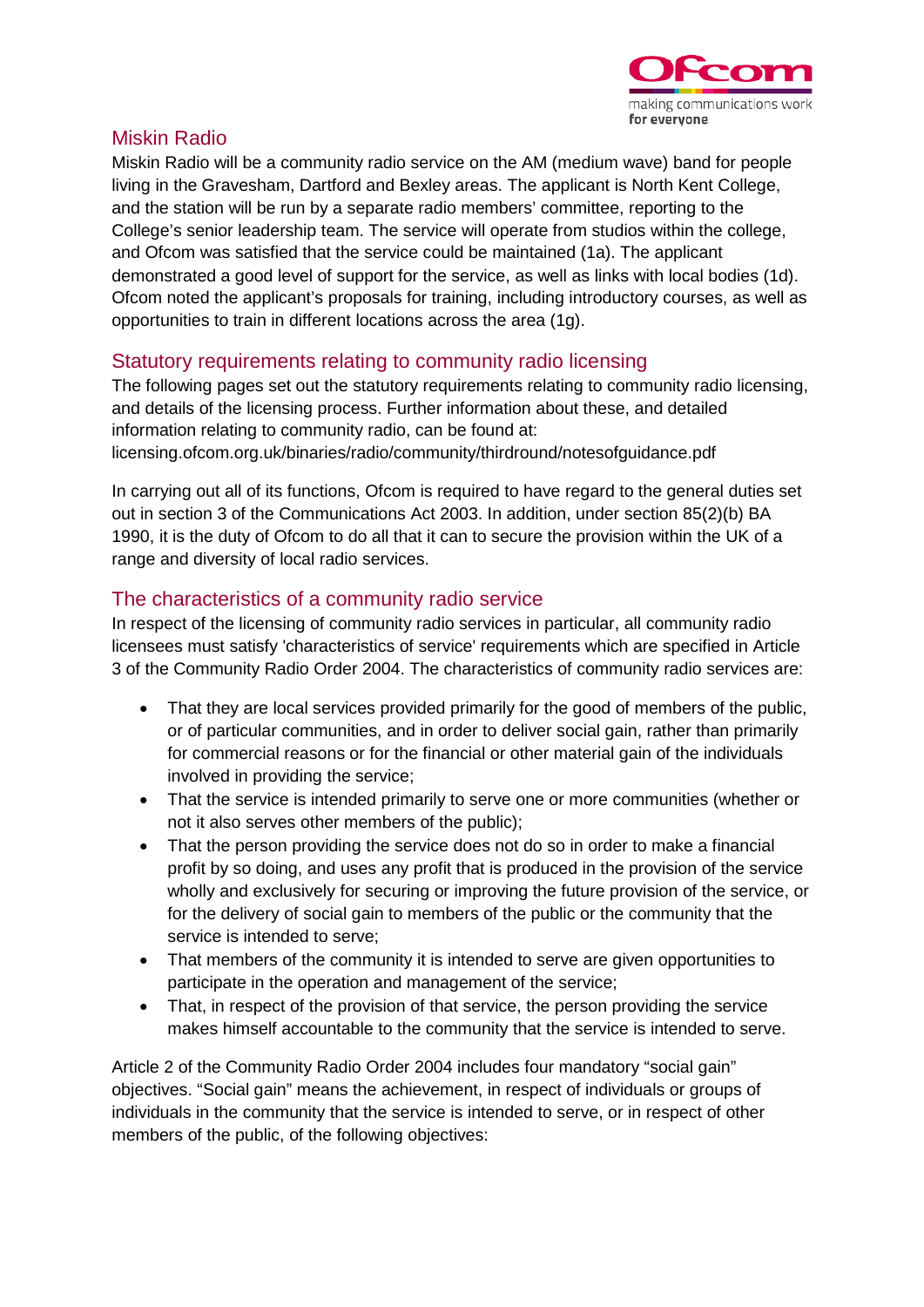## Miskin Radio

Miskin Radio will be a community radio service on the AM (medium wave) band for people living in the Gravesham, Dartford and Bexley areas. The applicant is North Kent College, and the station will be run by a separate radio members' committee, reporting to the College's senior leadership team. The service will operate from studios within the college, and Ofcom was satisfied that the service could be maintained (1a). The applicant demonstrated a good level of support for the service, as well as links with local bodies (1d). Ofcom noted the applicant's proposals for training, including introductory courses, as well as opportunities to train in different locations across the area (1g).

## Statutory requirements relating to community radio licensing

The following pages set out the statutory requirements relating to community radio licensing, and details of the licensing process. Further information about these, and detailed information relating to community radio, can be found at: licensing.ofcom.org.uk/binaries/radio/community/thirdround/notesofguidance.pdf

In carrying out all of its functions, Ofcom is required to have regard to the general duties set out in section 3 of the Communications Act 2003. In addition, under section 85(2)(b) BA 1990, it is the duty of Ofcom to do all that it can to secure the provision within the UK of a range and diversity of local radio services.

## The characteristics of a community radio service

In respect of the licensing of community radio services in particular, all community radio licensees must satisfy 'characteristics of service' requirements which are specified in Article 3 of the Community Radio Order 2004. The characteristics of community radio services are:

- That they are local services provided primarily for the good of members of the public, or of particular communities, and in order to deliver social gain, rather than primarily for commercial reasons or for the financial or other material gain of the individuals involved in providing the service;
- That the service is intended primarily to serve one or more communities (whether or not it also serves other members of the public);
- That the person providing the service does not do so in order to make a financial profit by so doing, and uses any profit that is produced in the provision of the service wholly and exclusively for securing or improving the future provision of the service, or for the delivery of social gain to members of the public or the community that the service is intended to serve;
- That members of the community it is intended to serve are given opportunities to participate in the operation and management of the service;
- That, in respect of the provision of that service, the person providing the service makes himself accountable to the community that the service is intended to serve.

Article 2 of the Community Radio Order 2004 includes four mandatory "social gain" objectives. "Social gain" means the achievement, in respect of individuals or groups of individuals in the community that the service is intended to serve, or in respect of other members of the public, of the following objectives: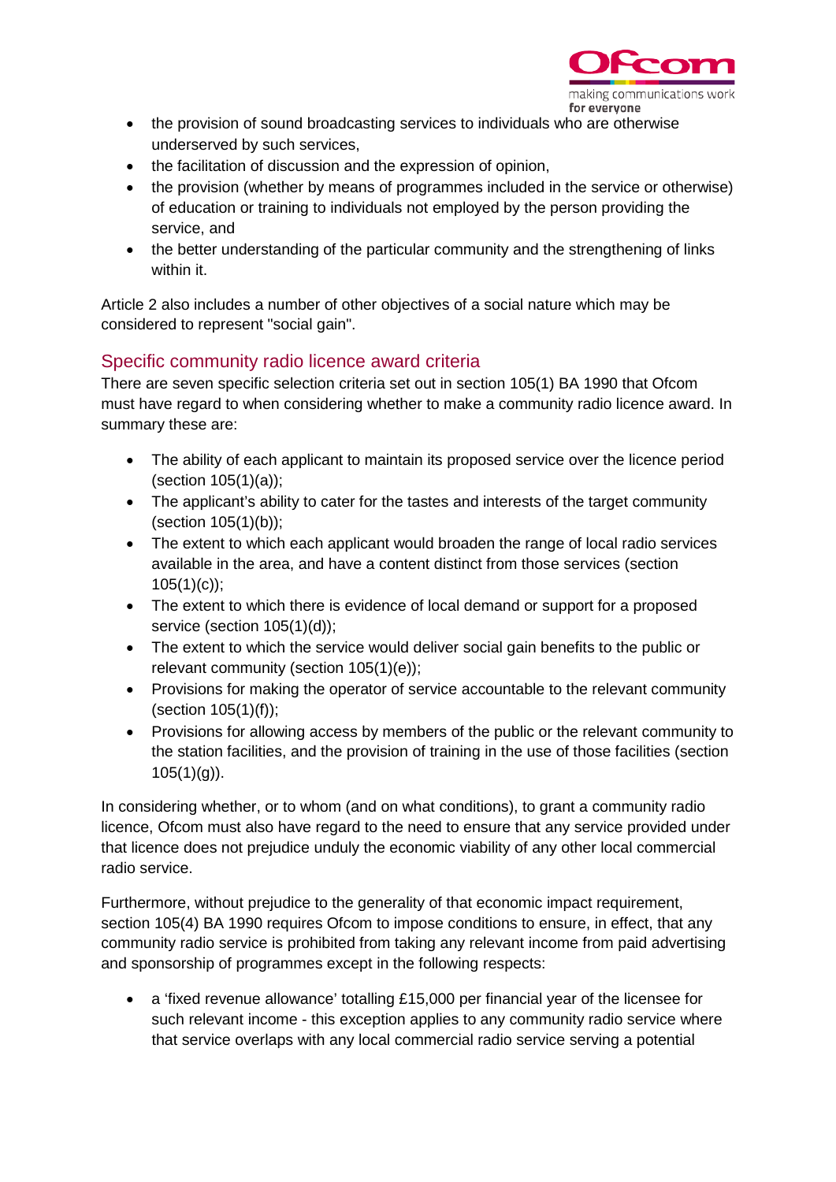- the provision of sound broadcasting services to individuals who are otherwise underserved by such services,
- the facilitation of discussion and the expression of opinion,
- the provision (whether by means of programmes included in the service or otherwise) of education or training to individuals not employed by the person providing the service, and
- the better understanding of the particular community and the strengthening of links within it.

Article 2 also includes a number of other objectives of a social nature which may be considered to represent "social gain".

## Specific community radio licence award criteria

There are seven specific selection criteria set out in section 105(1) BA 1990 that Ofcom must have regard to when considering whether to make a community radio licence award. In summary these are:

- The ability of each applicant to maintain its proposed service over the licence period (section 105(1)(a));
- The applicant's ability to cater for the tastes and interests of the target community (section 105(1)(b));
- The extent to which each applicant would broaden the range of local radio services available in the area, and have a content distinct from those services (section 105(1)(c));
- The extent to which there is evidence of local demand or support for a proposed service (section 105(1)(d));
- The extent to which the service would deliver social gain benefits to the public or relevant community (section 105(1)(e));
- Provisions for making the operator of service accountable to the relevant community (section 105(1)(f));
- Provisions for allowing access by members of the public or the relevant community to the station facilities, and the provision of training in the use of those facilities (section 105(1)(g)).

In considering whether, or to whom (and on what conditions), to grant a community radio licence, Ofcom must also have regard to the need to ensure that any service provided under that licence does not prejudice unduly the economic viability of any other local commercial radio service.

Furthermore, without prejudice to the generality of that economic impact requirement, section 105(4) BA 1990 requires Ofcom to impose conditions to ensure, in effect, that any community radio service is prohibited from taking any relevant income from paid advertising and sponsorship of programmes except in the following respects:

- a 'fixed revenue allowance' totalling £15,000 per financial year of the licensee for such relevant income - this exception applies to any community radio service where that service overlaps with any local commercial radio service serving a potential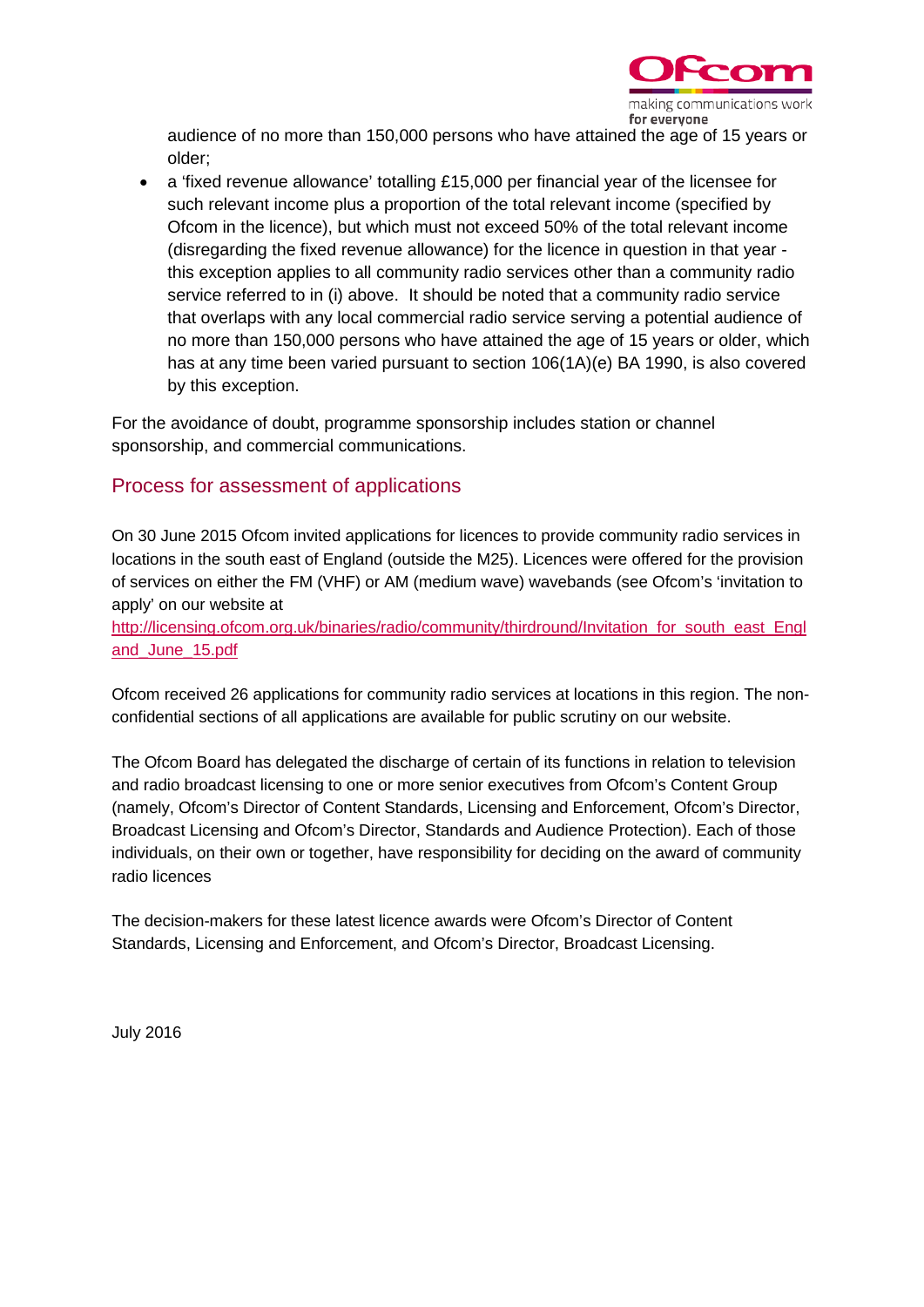audience of no more than 150,000 persons who have attained the age of 15 years or older;

- a 'fixed revenue allowance' totalling £15,000 per financial year of the licensee for such relevant income plus a proportion of the total relevant income (specified by Ofcom in the licence), but which must not exceed 50% of the total relevant income (disregarding the fixed revenue allowance) for the licence in question in that year - this exception applies to all community radio services other than a community radio service referred to in (i) above. It should be noted that a community radio service that overlaps with any local commercial radio service serving a potential audience of no more than 150,000 persons who have attained the age of 15 years or older, which has at any time been varied pursuant to section 106(1A)(e) BA 1990, is also covered by this exception.

For the avoidance of doubt, programme sponsorship includes station or channel sponsorship, and commercial communications.

## Process for assessment of applications

On 30 June 2015 Ofcom invited applications for licences to provide community radio services in locations in the south east of England (outside the M25). Licences were offered for the provision of services on either the FM (VHF) or AM (medium wave) wavebands (see Ofcom's 'invitation to apply' on our website at http://licensing.ofcom.org.uk/binaries/radio/community/thirdround/Invitation_for_south_east_England_June_15.pdf

Ofcom received 26 applications for community radio services at locations in this region. The non-confidential sections of all applications are available for public scrutiny on our website.

The Ofcom Board has delegated the discharge of certain of its functions in relation to television and radio broadcast licensing to one or more senior executives from Ofcom's Content Group (namely, Ofcom's Director of Content Standards, Licensing and Enforcement, Ofcom's Director, Broadcast Licensing and Ofcom's Director, Standards and Audience Protection). Each of those individuals, on their own or together, have responsibility for deciding on the award of community radio licences

The decision-makers for these latest licence awards were Ofcom's Director of Content Standards, Licensing and Enforcement, and Ofcom's Director, Broadcast Licensing.

July 2016